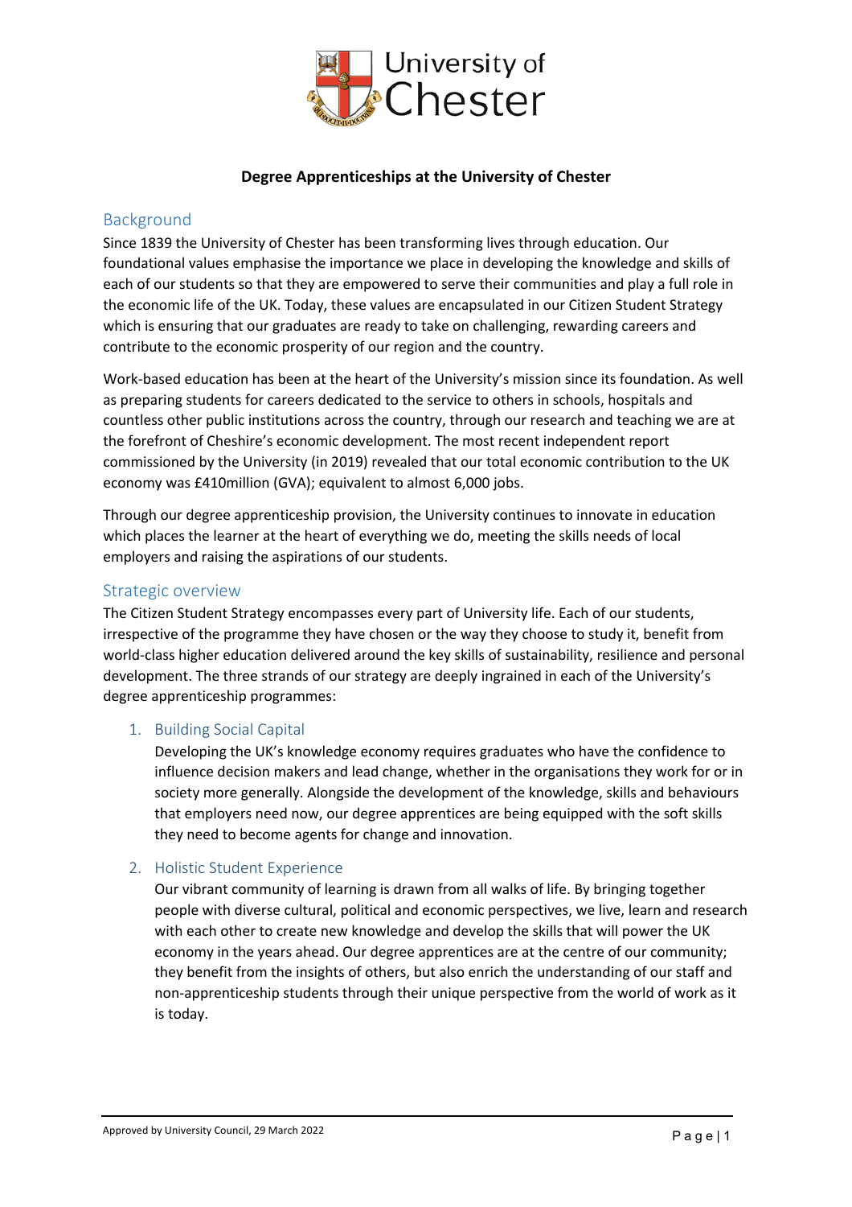**Degree Apprenticeships at the University of Chester**

## Background

Since 1839 the University of Chester has been transforming lives through education. Our foundational values emphasise the importance we place in developing the knowledge and skills of each of our students so that they are empowered to serve their communities and play a full role in the economic life of the UK. Today, these values are encapsulated in our Citizen Student Strategy which is ensuring that our graduates are ready to take on challenging, rewarding careers and contribute to the economic prosperity of our region and the country.

Work-based education has been at the heart of the University's mission since its foundation. As well as preparing students for careers dedicated to the service to others in schools, hospitals and countless other public institutions across the country, through our research and teaching we are at the forefront of Cheshire's economic development. The most recent independent report commissioned by the University (in 2019) revealed that our total economic contribution to the UK economy was £410million (GVA); equivalent to almost 6,000 jobs.

Through our degree apprenticeship provision, the University continues to innovate in education which places the learner at the heart of everything we do, meeting the skills needs of local employers and raising the aspirations of our students.

## Strategic overview

The Citizen Student Strategy encompasses every part of University life. Each of our students, irrespective of the programme they have chosen or the way they choose to study it, benefit from world-class higher education delivered around the key skills of sustainability, resilience and personal development. The three strands of our strategy are deeply ingrained in each of the University's degree apprenticeship programmes:

### 1. Building Social Capital

Developing the UK's knowledge economy requires graduates who have the confidence to influence decision makers and lead change, whether in the organisations they work for or in society more generally. Alongside the development of the knowledge, skills and behaviours that employers need now, our degree apprentices are being equipped with the soft skills they need to become agents for change and innovation.

### 2. Holistic Student Experience

Our vibrant community of learning is drawn from all walks of life. By bringing together people with diverse cultural, political and economic perspectives, we live, learn and research with each other to create new knowledge and develop the skills that will power the UK economy in the years ahead. Our degree apprentices are at the centre of our community; they benefit from the insights of others, but also enrich the understanding of our staff and non-apprenticeship students through their unique perspective from the world of work as it is today.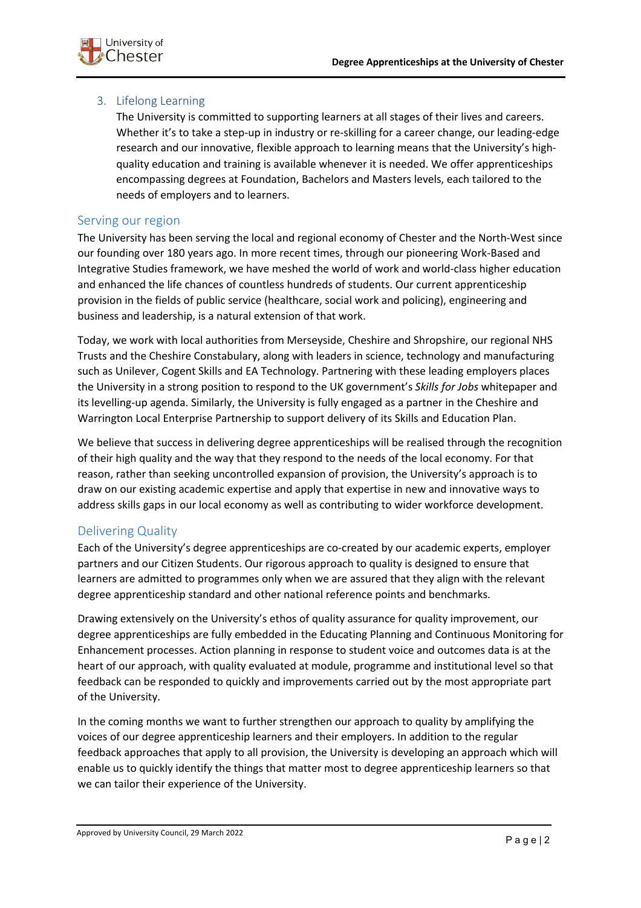3. Lifelong Learning

   The University is committed to supporting learners at all stages of their lives and careers. Whether it's to take a step-up in industry or re-skilling for a career change, our leading-edge research and our innovative, flexible approach to learning means that the University's high-quality education and training is available whenever it is needed. We offer apprenticeships encompassing degrees at Foundation, Bachelors and Masters levels, each tailored to the needs of employers and to learners.

## Serving our region

The University has been serving the local and regional economy of Chester and the North-West since our founding over 180 years ago. In more recent times, through our pioneering Work-Based and Integrative Studies framework, we have meshed the world of work and world-class higher education and enhanced the life chances of countless hundreds of students. Our current apprenticeship provision in the fields of public service (healthcare, social work and policing), engineering and business and leadership, is a natural extension of that work.

Today, we work with local authorities from Merseyside, Cheshire and Shropshire, our regional NHS Trusts and the Cheshire Constabulary, along with leaders in science, technology and manufacturing such as Unilever, Cogent Skills and EA Technology. Partnering with these leading employers places the University in a strong position to respond to the UK government's *Skills for Jobs* whitepaper and its levelling-up agenda. Similarly, the University is fully engaged as a partner in the Cheshire and Warrington Local Enterprise Partnership to support delivery of its Skills and Education Plan.

We believe that success in delivering degree apprenticeships will be realised through the recognition of their high quality and the way that they respond to the needs of the local economy. For that reason, rather than seeking uncontrolled expansion of provision, the University's approach is to draw on our existing academic expertise and apply that expertise in new and innovative ways to address skills gaps in our local economy as well as contributing to wider workforce development.

## Delivering Quality

Each of the University's degree apprenticeships are co-created by our academic experts, employer partners and our Citizen Students. Our rigorous approach to quality is designed to ensure that learners are admitted to programmes only when we are assured that they align with the relevant degree apprenticeship standard and other national reference points and benchmarks.

Drawing extensively on the University's ethos of quality assurance for quality improvement, our degree apprenticeships are fully embedded in the Educating Planning and Continuous Monitoring for Enhancement processes. Action planning in response to student voice and outcomes data is at the heart of our approach, with quality evaluated at module, programme and institutional level so that feedback can be responded to quickly and improvements carried out by the most appropriate part of the University.

In the coming months we want to further strengthen our approach to quality by amplifying the voices of our degree apprenticeship learners and their employers. In addition to the regular feedback approaches that apply to all provision, the University is developing an approach which will enable us to quickly identify the things that matter most to degree apprenticeship learners so that we can tailor their experience of the University.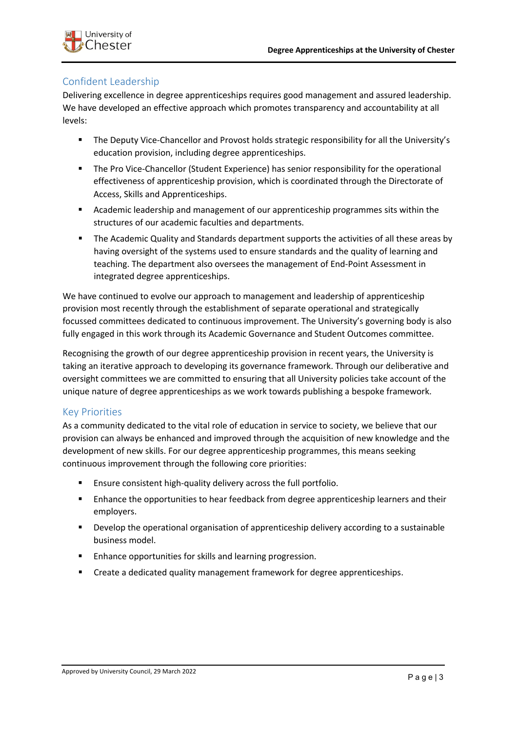## Confident Leadership

Delivering excellence in degree apprenticeships requires good management and assured leadership. We have developed an effective approach which promotes transparency and accountability at all levels:

- The Deputy Vice-Chancellor and Provost holds strategic responsibility for all the University's education provision, including degree apprenticeships.
- The Pro Vice-Chancellor (Student Experience) has senior responsibility for the operational effectiveness of apprenticeship provision, which is coordinated through the Directorate of Access, Skills and Apprenticeships.
- Academic leadership and management of our apprenticeship programmes sits within the structures of our academic faculties and departments.
- The Academic Quality and Standards department supports the activities of all these areas by having oversight of the systems used to ensure standards and the quality of learning and teaching. The department also oversees the management of End-Point Assessment in integrated degree apprenticeships.

We have continued to evolve our approach to management and leadership of apprenticeship provision most recently through the establishment of separate operational and strategically focussed committees dedicated to continuous improvement. The University's governing body is also fully engaged in this work through its Academic Governance and Student Outcomes committee.

Recognising the growth of our degree apprenticeship provision in recent years, the University is taking an iterative approach to developing its governance framework. Through our deliberative and oversight committees we are committed to ensuring that all University policies take account of the unique nature of degree apprenticeships as we work towards publishing a bespoke framework.

## Key Priorities

As a community dedicated to the vital role of education in service to society, we believe that our provision can always be enhanced and improved through the acquisition of new knowledge and the development of new skills. For our degree apprenticeship programmes, this means seeking continuous improvement through the following core priorities:

- Ensure consistent high-quality delivery across the full portfolio.
- Enhance the opportunities to hear feedback from degree apprenticeship learners and their employers.
- Develop the operational organisation of apprenticeship delivery according to a sustainable business model.
- Enhance opportunities for skills and learning progression.
- Create a dedicated quality management framework for degree apprenticeships.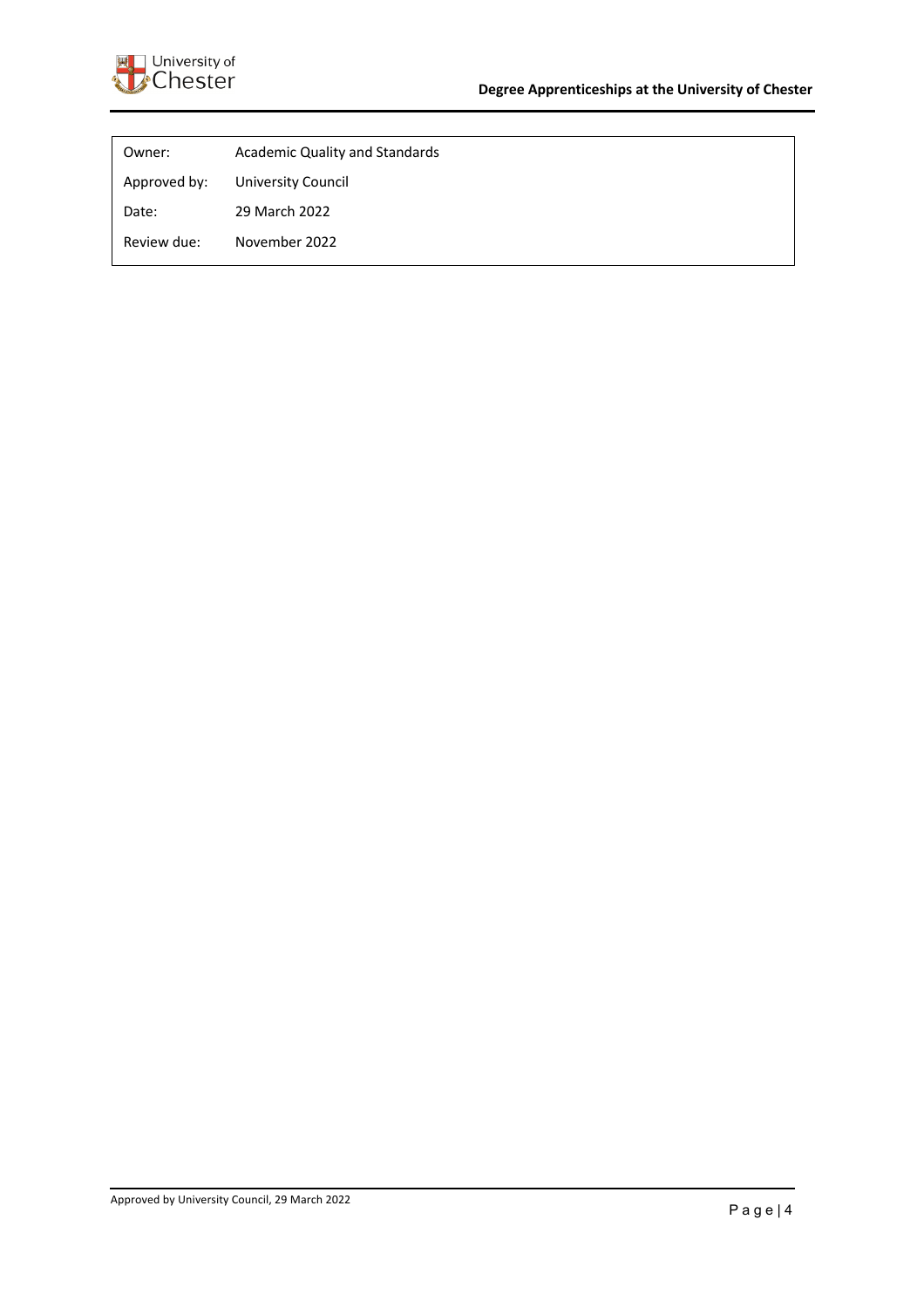| | |
|---|---|
| Owner: | Academic Quality and Standards |
| Approved by: | University Council |
| Date: | 29 March 2022 |
| Review due: | November 2022 |